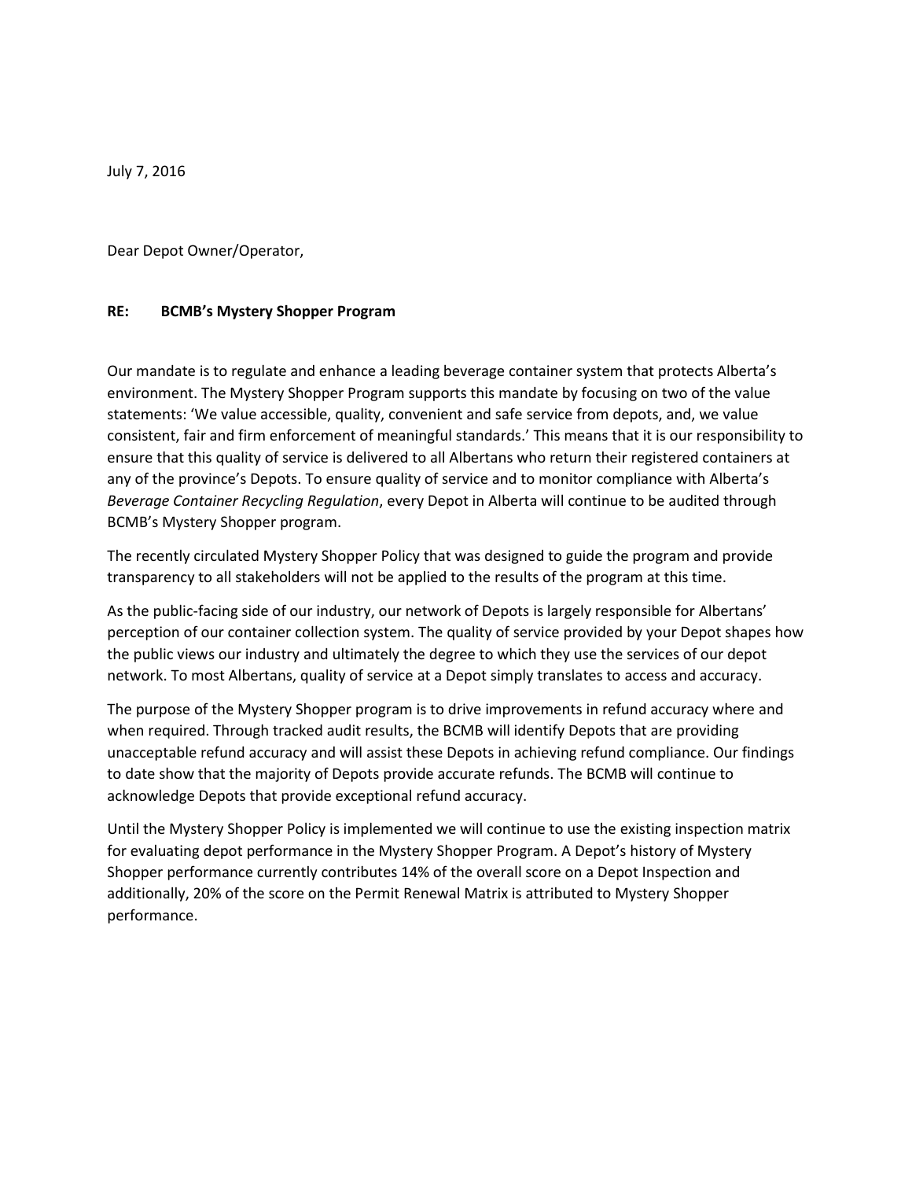July 7, 2016

Dear Depot Owner/Operator,

**RE: BCMB's Mystery Shopper Program**

Our mandate is to regulate and enhance a leading beverage container system that protects Alberta's environment. The Mystery Shopper Program supports this mandate by focusing on two of the value statements: 'We value accessible, quality, convenient and safe service from depots, and, we value consistent, fair and firm enforcement of meaningful standards.' This means that it is our responsibility to ensure that this quality of service is delivered to all Albertans who return their registered containers at any of the province's Depots. To ensure quality of service and to monitor compliance with Alberta's *Beverage Container Recycling Regulation*, every Depot in Alberta will continue to be audited through BCMB's Mystery Shopper program.

The recently circulated Mystery Shopper Policy that was designed to guide the program and provide transparency to all stakeholders will not be applied to the results of the program at this time.

As the public-facing side of our industry, our network of Depots is largely responsible for Albertans' perception of our container collection system. The quality of service provided by your Depot shapes how the public views our industry and ultimately the degree to which they use the services of our depot network. To most Albertans, quality of service at a Depot simply translates to access and accuracy.

The purpose of the Mystery Shopper program is to drive improvements in refund accuracy where and when required. Through tracked audit results, the BCMB will identify Depots that are providing unacceptable refund accuracy and will assist these Depots in achieving refund compliance. Our findings to date show that the majority of Depots provide accurate refunds. The BCMB will continue to acknowledge Depots that provide exceptional refund accuracy.

Until the Mystery Shopper Policy is implemented we will continue to use the existing inspection matrix for evaluating depot performance in the Mystery Shopper Program. A Depot's history of Mystery Shopper performance currently contributes 14% of the overall score on a Depot Inspection and additionally, 20% of the score on the Permit Renewal Matrix is attributed to Mystery Shopper performance.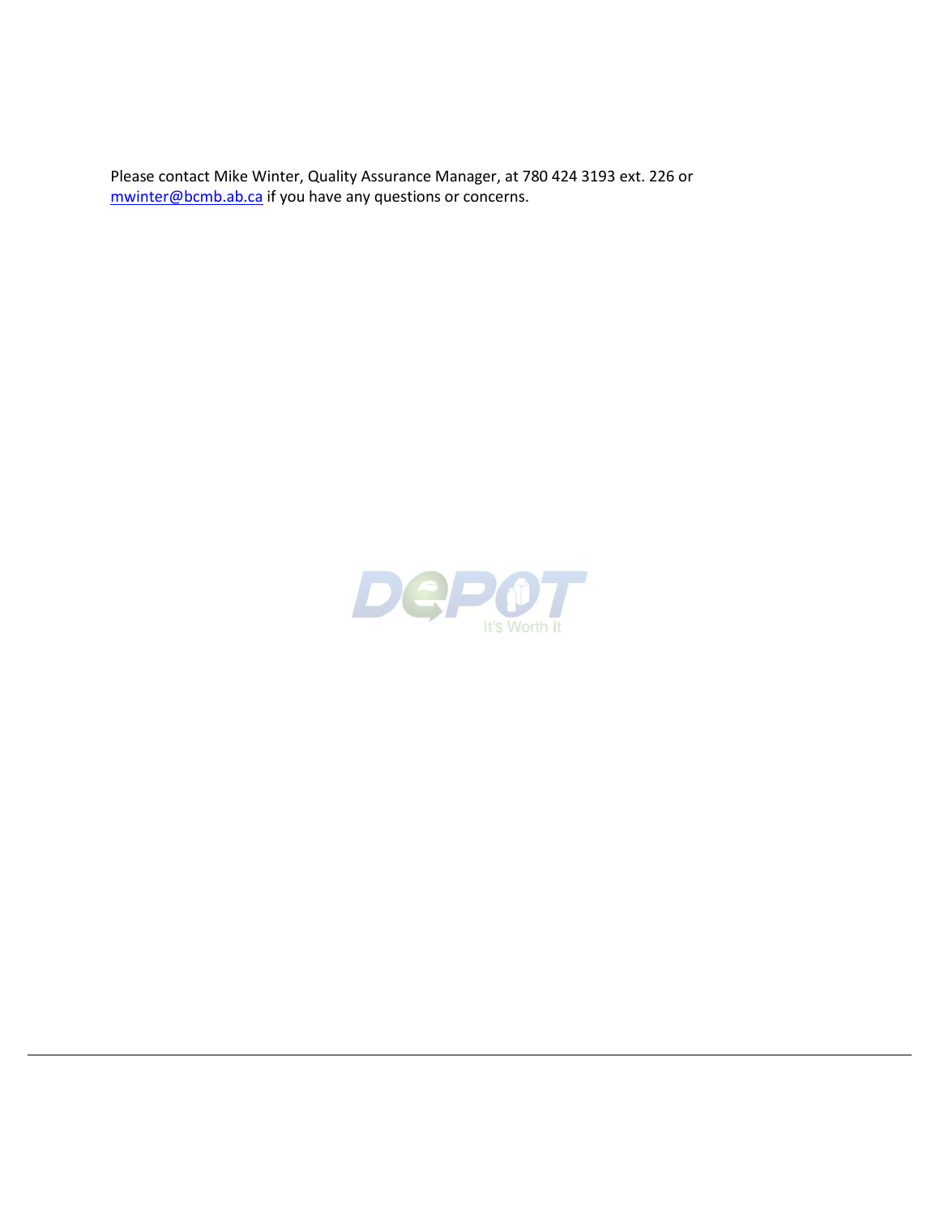Please contact Mike Winter, Quality Assurance Manager, at 780 424 3193 ext. 226 or mwinter@bcmb.ab.ca if you have any questions or concerns.